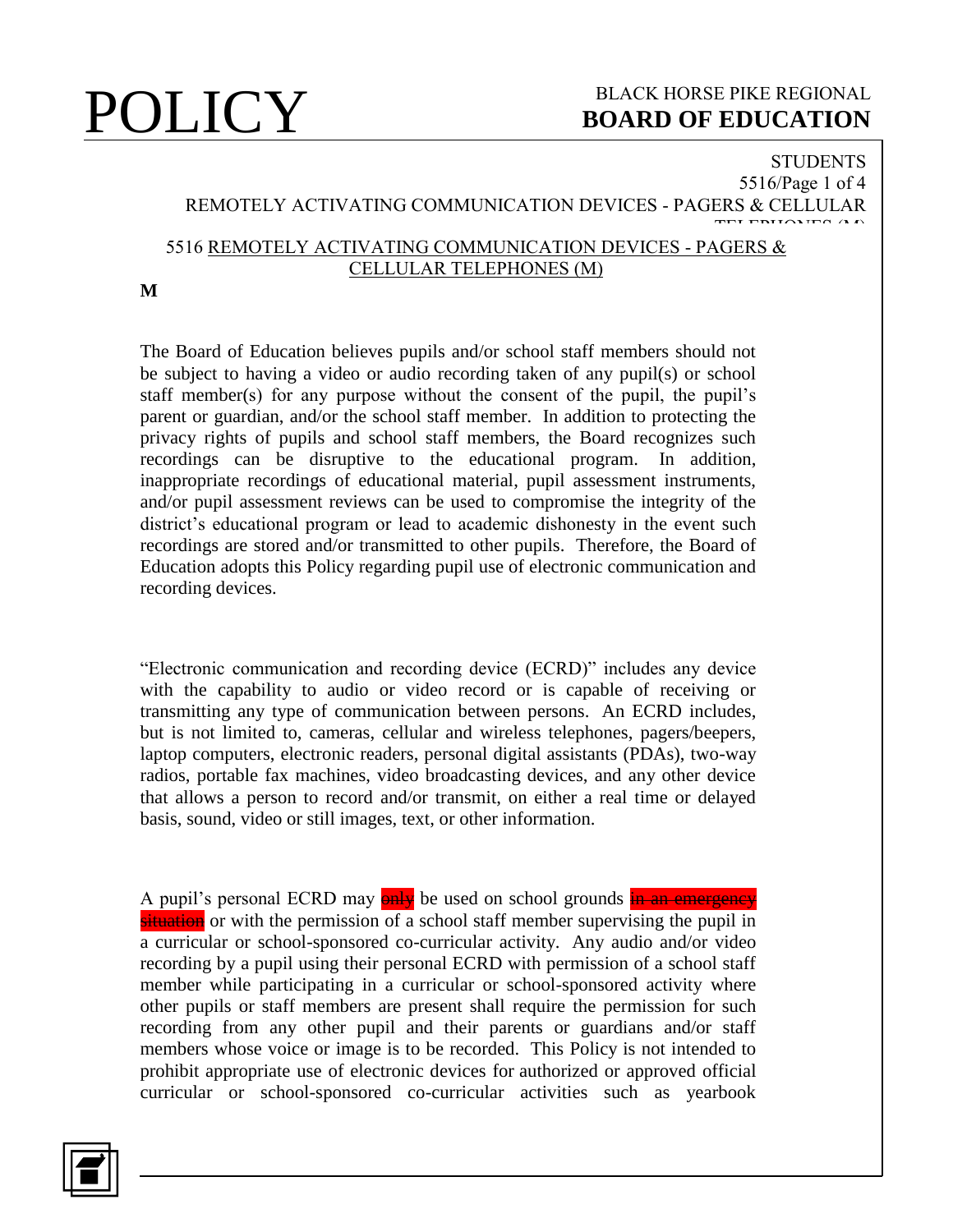# 5516 REMOTELY ACTIVATING COMMUNICATION DEVICES - PAGERS & CELLULAR TELEPHONES (M)

**M**

The Board of Education believes pupils and/or school staff members should not be subject to having a video or audio recording taken of any pupil(s) or school staff member(s) for any purpose without the consent of the pupil, the pupil's parent or guardian, and/or the school staff member. In addition to protecting the privacy rights of pupils and school staff members, the Board recognizes such recordings can be disruptive to the educational program. In addition, inappropriate recordings of educational material, pupil assessment instruments, and/or pupil assessment reviews can be used to compromise the integrity of the district's educational program or lead to academic dishonesty in the event such recordings are stored and/or transmitted to other pupils. Therefore, the Board of Education adopts this Policy regarding pupil use of electronic communication and recording devices.

"Electronic communication and recording device (ECRD)" includes any device with the capability to audio or video record or is capable of receiving or transmitting any type of communication between persons. An ECRD includes, but is not limited to, cameras, cellular and wireless telephones, pagers/beepers, laptop computers, electronic readers, personal digital assistants (PDAs), two-way radios, portable fax machines, video broadcasting devices, and any other device that allows a person to record and/or transmit, on either a real time or delayed basis, sound, video or still images, text, or other information.

A pupil's personal ECRD may ~~only~~ be used on school grounds ~~in an emergency situation~~ or with the permission of a school staff member supervising the pupil in a curricular or school-sponsored co-curricular activity. Any audio and/or video recording by a pupil using their personal ECRD with permission of a school staff member while participating in a curricular or school-sponsored activity where other pupils or staff members are present shall require the permission for such recording from any other pupil and their parents or guardians and/or staff members whose voice or image is to be recorded. This Policy is not intended to prohibit appropriate use of electronic devices for authorized or approved official curricular or school-sponsored co-curricular activities such as yearbook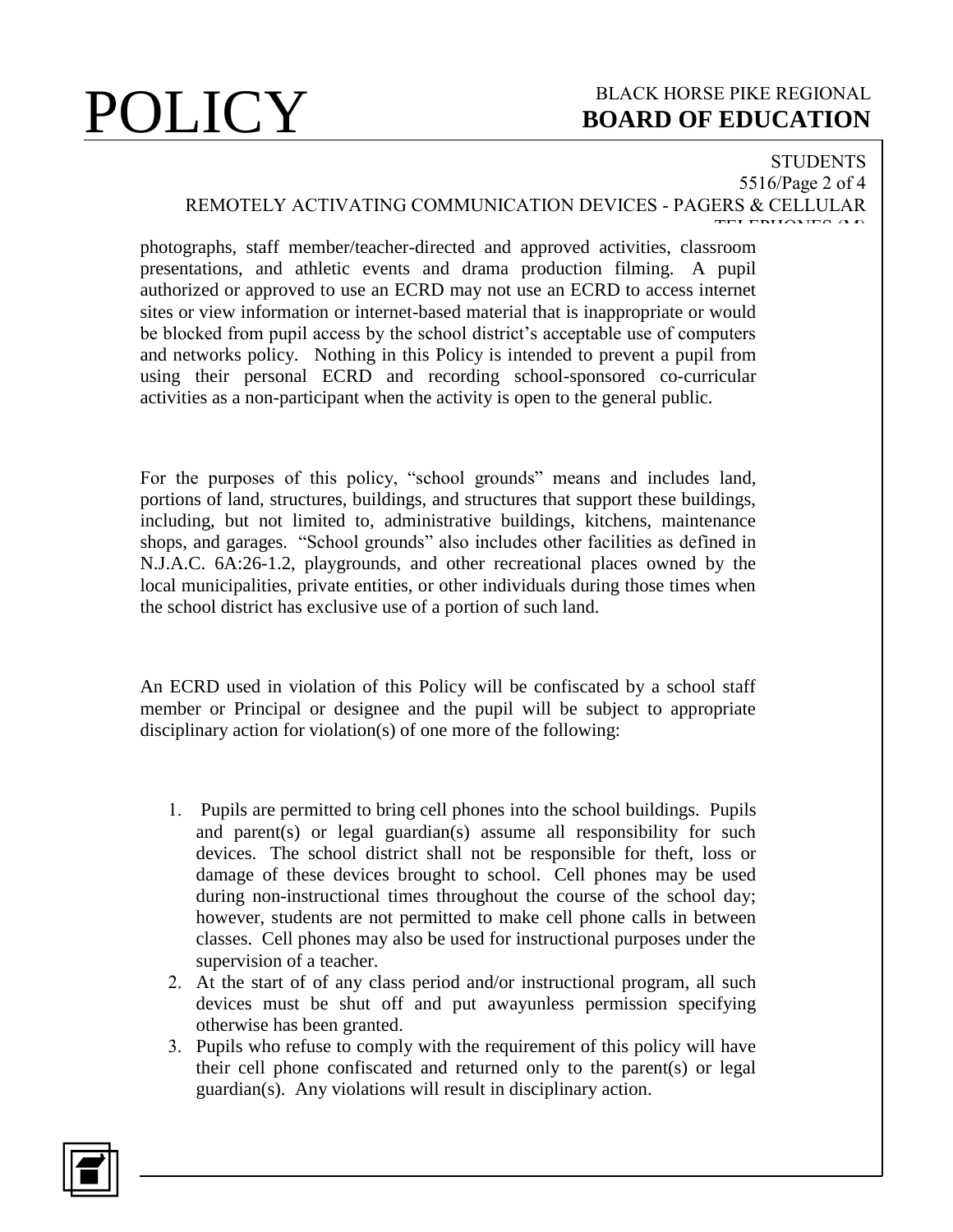photographs, staff member/teacher-directed and approved activities, classroom presentations, and athletic events and drama production filming. A pupil authorized or approved to use an ECRD may not use an ECRD to access internet sites or view information or internet-based material that is inappropriate or would be blocked from pupil access by the school district's acceptable use of computers and networks policy. Nothing in this Policy is intended to prevent a pupil from using their personal ECRD and recording school-sponsored co-curricular activities as a non-participant when the activity is open to the general public.

For the purposes of this policy, "school grounds" means and includes land, portions of land, structures, buildings, and structures that support these buildings, including, but not limited to, administrative buildings, kitchens, maintenance shops, and garages. "School grounds" also includes other facilities as defined in N.J.A.C. 6A:26-1.2, playgrounds, and other recreational places owned by the local municipalities, private entities, or other individuals during those times when the school district has exclusive use of a portion of such land.

An ECRD used in violation of this Policy will be confiscated by a school staff member or Principal or designee and the pupil will be subject to appropriate disciplinary action for violation(s) of one more of the following:

1. Pupils are permitted to bring cell phones into the school buildings. Pupils and parent(s) or legal guardian(s) assume all responsibility for such devices. The school district shall not be responsible for theft, loss or damage of these devices brought to school. Cell phones may be used during non-instructional times throughout the course of the school day; however, students are not permitted to make cell phone calls in between classes. Cell phones may also be used for instructional purposes under the supervision of a teacher.
2. At the start of of any class period and/or instructional program, all such devices must be shut off and put awayunless permission specifying otherwise has been granted.
3. Pupils who refuse to comply with the requirement of this policy will have their cell phone confiscated and returned only to the parent(s) or legal guardian(s). Any violations will result in disciplinary action.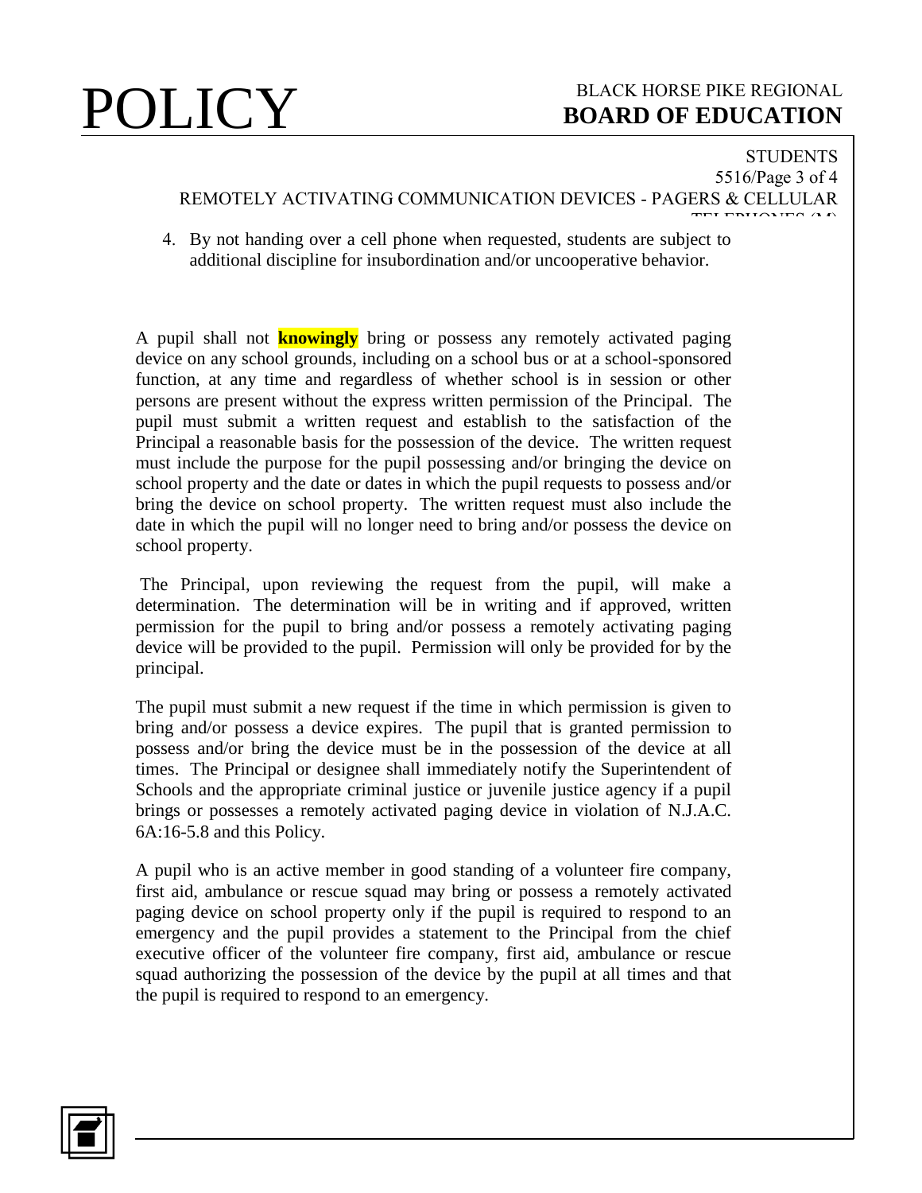4. By not handing over a cell phone when requested, students are subject to additional discipline for insubordination and/or uncooperative behavior.

A pupil shall not **knowingly** bring or possess any remotely activated paging device on any school grounds, including on a school bus or at a school-sponsored function, at any time and regardless of whether school is in session or other persons are present without the express written permission of the Principal. The pupil must submit a written request and establish to the satisfaction of the Principal a reasonable basis for the possession of the device. The written request must include the purpose for the pupil possessing and/or bringing the device on school property and the date or dates in which the pupil requests to possess and/or bring the device on school property. The written request must also include the date in which the pupil will no longer need to bring and/or possess the device on school property.

The Principal, upon reviewing the request from the pupil, will make a determination. The determination will be in writing and if approved, written permission for the pupil to bring and/or possess a remotely activating paging device will be provided to the pupil. Permission will only be provided for by the principal.

The pupil must submit a new request if the time in which permission is given to bring and/or possess a device expires. The pupil that is granted permission to possess and/or bring the device must be in the possession of the device at all times. The Principal or designee shall immediately notify the Superintendent of Schools and the appropriate criminal justice or juvenile justice agency if a pupil brings or possesses a remotely activated paging device in violation of N.J.A.C. 6A:16-5.8 and this Policy.

A pupil who is an active member in good standing of a volunteer fire company, first aid, ambulance or rescue squad may bring or possess a remotely activated paging device on school property only if the pupil is required to respond to an emergency and the pupil provides a statement to the Principal from the chief executive officer of the volunteer fire company, first aid, ambulance or rescue squad authorizing the possession of the device by the pupil at all times and that the pupil is required to respond to an emergency.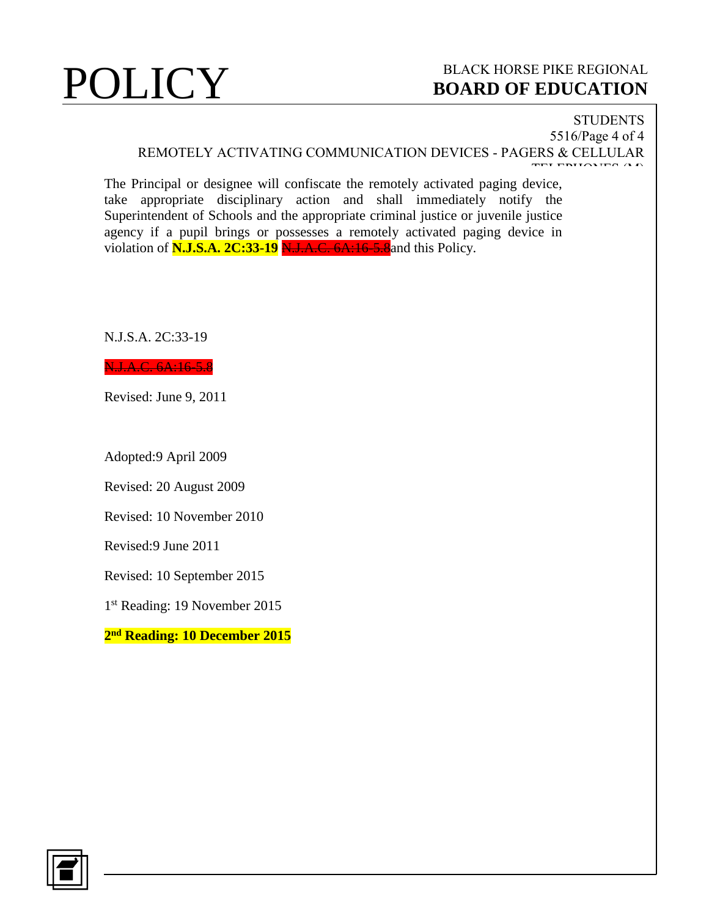The Principal or designee will confiscate the remotely activated paging device, take appropriate disciplinary action and shall immediately notify the Superintendent of Schools and the appropriate criminal justice or juvenile justice agency if a pupil brings or possesses a remotely activated paging device in violation of **N.J.S.A. 2C:33-19** ~~N.J.A.C. 6A:16-5.8~~and this Policy.

N.J.S.A. 2C:33-19

~~N.J.A.C. 6A:16-5.8~~

Revised: June 9, 2011

Adopted:9 April 2009

Revised: 20 August 2009

Revised: 10 November 2010

Revised:9 June 2011

Revised: 10 September 2015

1st Reading: 19 November 2015

**2nd Reading: 10 December 2015**